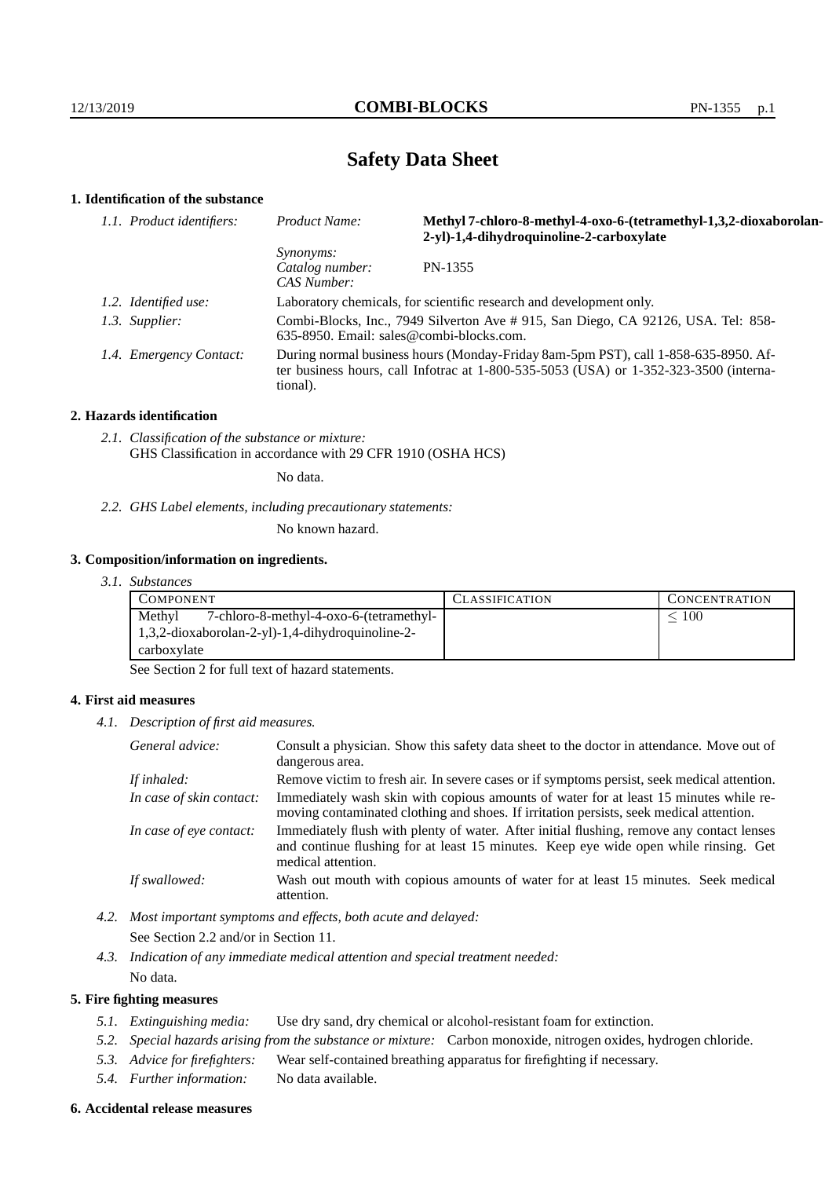# Safety Data Sheet

## 1. Identification of the substance

*1.1. Product identifiers:*

| | |
|---|---|
| *Product Name:* | **Methyl 7-chloro-8-methyl-4-oxo-6-(tetramethyl-1,3,2-dioxaborolan-2-yl)-1,4-dihydroquinoline-2-carboxylate** |
| *Synonyms:* | |
| *Catalog number:* | PN-1355 |
| *CAS Number:* | |

*1.2. Identified use:* Laboratory chemicals, for scientific research and development only.

*1.3. Supplier:* Combi-Blocks, Inc., 7949 Silverton Ave # 915, San Diego, CA 92126, USA. Tel: 858-635-8950. Email: sales@combi-blocks.com.

*1.4. Emergency Contact:* During normal business hours (Monday-Friday 8am-5pm PST), call 1-858-635-8950. After business hours, call Infotrac at 1-800-535-5053 (USA) or 1-352-323-3500 (international).

## 2. Hazards identification

*2.1. Classification of the substance or mixture:*
GHS Classification in accordance with 29 CFR 1910 (OSHA HCS)

No data.

*2.2. GHS Label elements, including precautionary statements:*

No known hazard.

## 3. Composition/information on ingredients.

*3.1. Substances*

| COMPONENT | CLASSIFICATION | CONCENTRATION |
|---|---|---|
| Methyl 7-chloro-8-methyl-4-oxo-6-(tetramethyl-1,3,2-dioxaborolan-2-yl)-1,4-dihydroquinoline-2-carboxylate | | $\leq 100$ |

See Section 2 for full text of hazard statements.

## 4. First aid measures

*4.1. Description of first aid measures.*

*General advice:* Consult a physician. Show this safety data sheet to the doctor in attendance. Move out of dangerous area.

*If inhaled:* Remove victim to fresh air. In severe cases or if symptoms persist, seek medical attention.

*In case of skin contact:* Immediately wash skin with copious amounts of water for at least 15 minutes while removing contaminated clothing and shoes. If irritation persists, seek medical attention.

*In case of eye contact:* Immediately flush with plenty of water. After initial flushing, remove any contact lenses and continue flushing for at least 15 minutes. Keep eye wide open while rinsing. Get medical attention.

*If swallowed:* Wash out mouth with copious amounts of water for at least 15 minutes. Seek medical attention.

*4.2. Most important symptoms and effects, both acute and delayed:*

See Section 2.2 and/or in Section 11.

*4.3. Indication of any immediate medical attention and special treatment needed:*

No data.

## 5. Fire fighting measures

*5.1. Extinguishing media:* Use dry sand, dry chemical or alcohol-resistant foam for extinction.

*5.2. Special hazards arising from the substance or mixture:* Carbon monoxide, nitrogen oxides, hydrogen chloride.

*5.3. Advice for firefighters:* Wear self-contained breathing apparatus for firefighting if necessary.

*5.4. Further information:* No data available.

## 6. Accidental release measures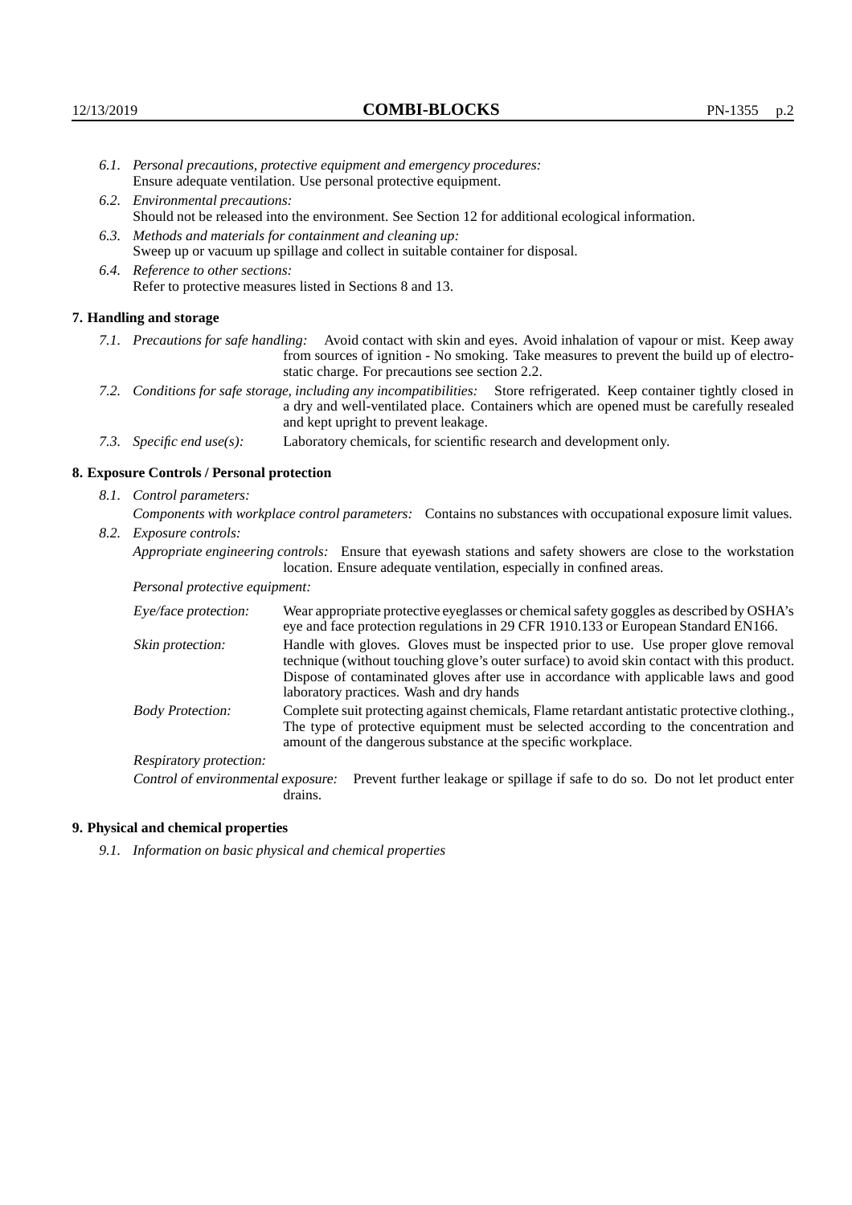*6.1. Personal precautions, protective equipment and emergency procedures:*
Ensure adequate ventilation. Use personal protective equipment.

*6.2. Environmental precautions:*
Should not be released into the environment. See Section 12 for additional ecological information.

*6.3. Methods and materials for containment and cleaning up:*
Sweep up or vacuum up spillage and collect in suitable container for disposal.

*6.4. Reference to other sections:*
Refer to protective measures listed in Sections 8 and 13.

## 7. Handling and storage

*7.1. Precautions for safe handling:* Avoid contact with skin and eyes. Avoid inhalation of vapour or mist. Keep away from sources of ignition - No smoking. Take measures to prevent the build up of electrostatic charge. For precautions see section 2.2.

*7.2. Conditions for safe storage, including any incompatibilities:* Store refrigerated. Keep container tightly closed in a dry and well-ventilated place. Containers which are opened must be carefully resealed and kept upright to prevent leakage.

*7.3. Specific end use(s):* Laboratory chemicals, for scientific research and development only.

## 8. Exposure Controls / Personal protection

*8.1. Control parameters:*

*Components with workplace control parameters:* Contains no substances with occupational exposure limit values.

*8.2. Exposure controls:*

*Appropriate engineering controls:* Ensure that eyewash stations and safety showers are close to the workstation location. Ensure adequate ventilation, especially in confined areas.

*Personal protective equipment:*

*Eye/face protection:* Wear appropriate protective eyeglasses or chemical safety goggles as described by OSHA's eye and face protection regulations in 29 CFR 1910.133 or European Standard EN166.

*Skin protection:* Handle with gloves. Gloves must be inspected prior to use. Use proper glove removal technique (without touching glove's outer surface) to avoid skin contact with this product. Dispose of contaminated gloves after use in accordance with applicable laws and good laboratory practices. Wash and dry hands

*Body Protection:* Complete suit protecting against chemicals, Flame retardant antistatic protective clothing., The type of protective equipment must be selected according to the concentration and amount of the dangerous substance at the specific workplace.

*Respiratory protection:*

*Control of environmental exposure:* Prevent further leakage or spillage if safe to do so. Do not let product enter drains.

## 9. Physical and chemical properties

*9.1. Information on basic physical and chemical properties*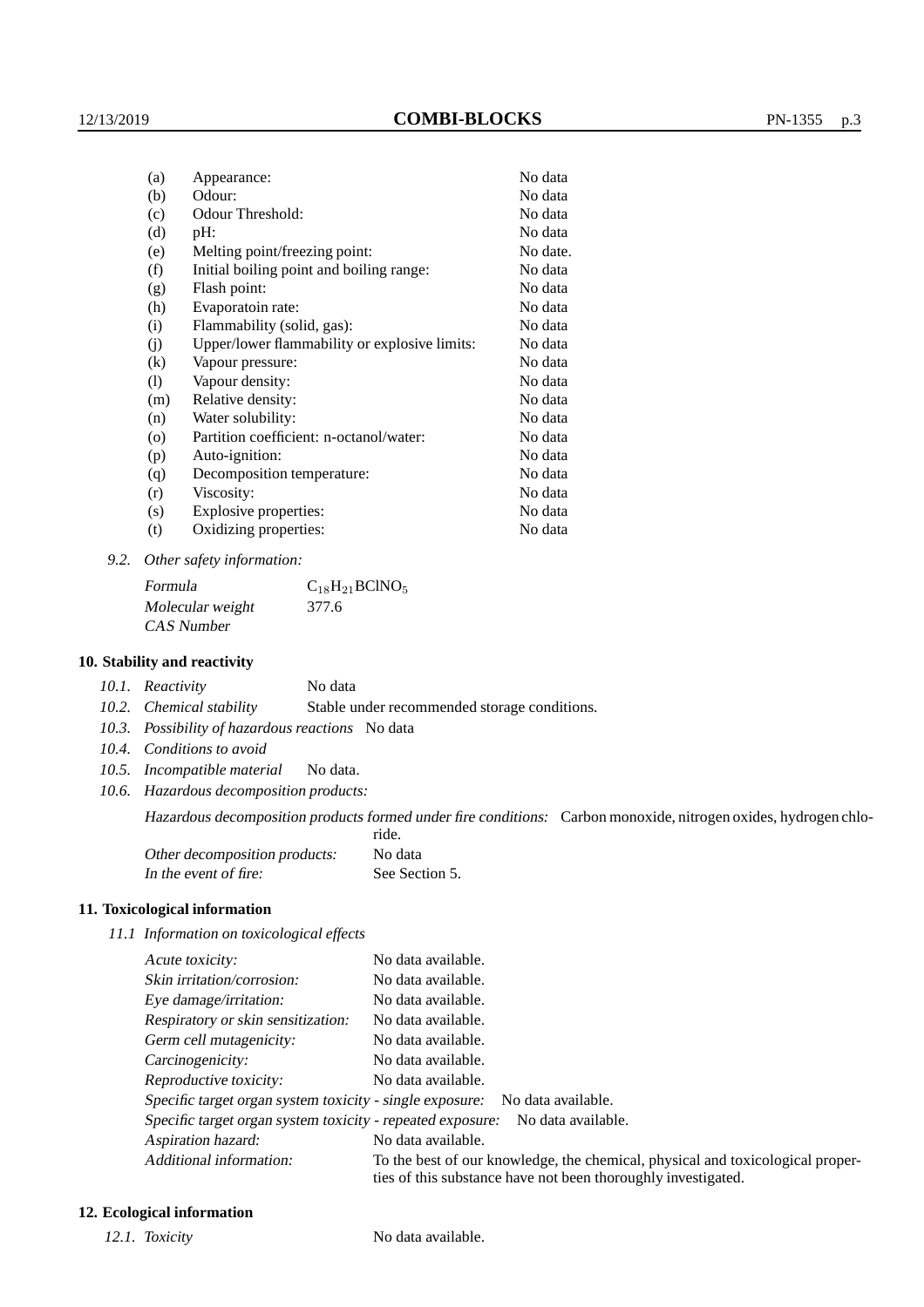| | | |
|---|---|---|
| (a) | Appearance: | No data |
| (b) | Odour: | No data |
| (c) | Odour Threshold: | No data |
| (d) | pH: | No data |
| (e) | Melting point/freezing point: | No date. |
| (f) | Initial boiling point and boiling range: | No data |
| (g) | Flash point: | No data |
| (h) | Evaporatoin rate: | No data |
| (i) | Flammability (solid, gas): | No data |
| (j) | Upper/lower flammability or explosive limits: | No data |
| (k) | Vapour pressure: | No data |
| (l) | Vapour density: | No data |
| (m) | Relative density: | No data |
| (n) | Water solubility: | No data |
| (o) | Partition coefficient: n-octanol/water: | No data |
| (p) | Auto-ignition: | No data |
| (q) | Decomposition temperature: | No data |
| (r) | Viscosity: | No data |
| (s) | Explosive properties: | No data |
| (t) | Oxidizing properties: | No data |

*9.2. Other safety information:*

| | |
|---|---|
| *Formula* | $C_{18}H_{21}BClNO_5$ |
| *Molecular weight* | 377.6 |
| *CAS Number* | |

## 10. Stability and reactivity

*10.1. Reactivity* No data

*10.2. Chemical stability* Stable under recommended storage conditions.

*10.3. Possibility of hazardous reactions* No data

*10.4. Conditions to avoid*

*10.5. Incompatible material* No data.

*10.6. Hazardous decomposition products:*

*Hazardous decomposition products formed under fire conditions:* Carbon monoxide, nitrogen oxides, hydrogen chloride.

| | |
|---|---|
| *Other decomposition products:* | No data |
| *In the event of fire:* | See Section 5. |

## 11. Toxicological information

*11.1 Information on toxicological effects*

| | |
|---|---|
| *Acute toxicity:* | No data available. |
| *Skin irritation/corrosion:* | No data available. |
| *Eye damage/irritation:* | No data available. |
| *Respiratory or skin sensitization:* | No data available. |
| *Germ cell mutagenicity:* | No data available. |
| *Carcinogenicity:* | No data available. |
| *Reproductive toxicity:* | No data available. |
| *Specific target organ system toxicity - single exposure:* | No data available. |
| *Specific target organ system toxicity - repeated exposure:* | No data available. |
| *Aspiration hazard:* | No data available. |
| *Additional information:* | To the best of our knowledge, the chemical, physical and toxicological properties of this substance have not been thoroughly investigated. |

## 12. Ecological information

*12.1. Toxicity* No data available.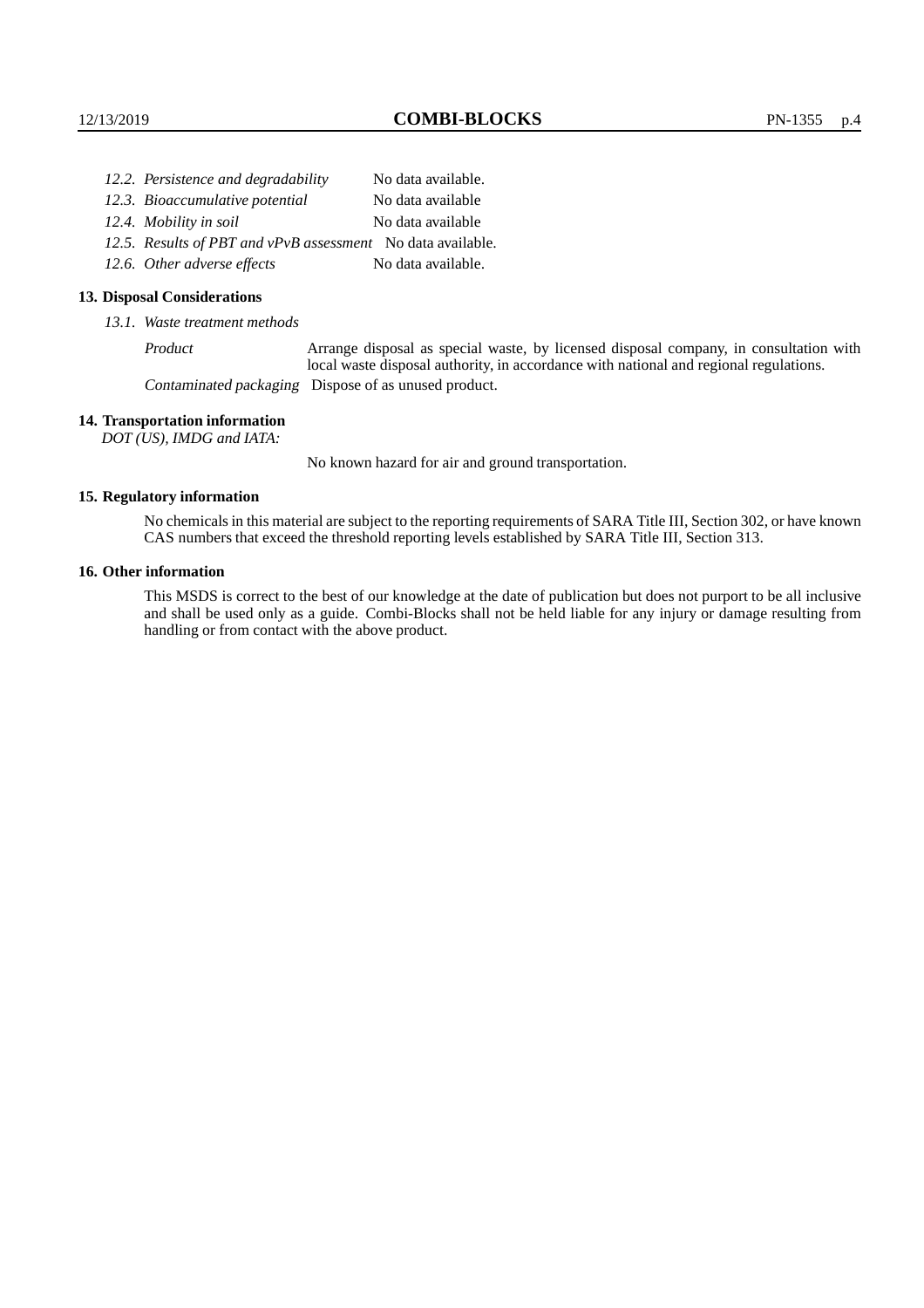*12.2. Persistence and degradability* No data available.

*12.3. Bioaccumulative potential* No data available

*12.4. Mobility in soil* No data available

*12.5. Results of PBT and vPvB assessment* No data available.

*12.6. Other adverse effects* No data available.

### 13. Disposal Considerations

*13.1. Waste treatment methods*

*Product* Arrange disposal as special waste, by licensed disposal company, in consultation with local waste disposal authority, in accordance with national and regional regulations.

*Contaminated packaging* Dispose of as unused product.

### 14. Transportation information

*DOT (US), IMDG and IATA:*

No known hazard for air and ground transportation.

### 15. Regulatory information

No chemicals in this material are subject to the reporting requirements of SARA Title III, Section 302, or have known CAS numbers that exceed the threshold reporting levels established by SARA Title III, Section 313.

### 16. Other information

This MSDS is correct to the best of our knowledge at the date of publication but does not purport to be all inclusive and shall be used only as a guide. Combi-Blocks shall not be held liable for any injury or damage resulting from handling or from contact with the above product.